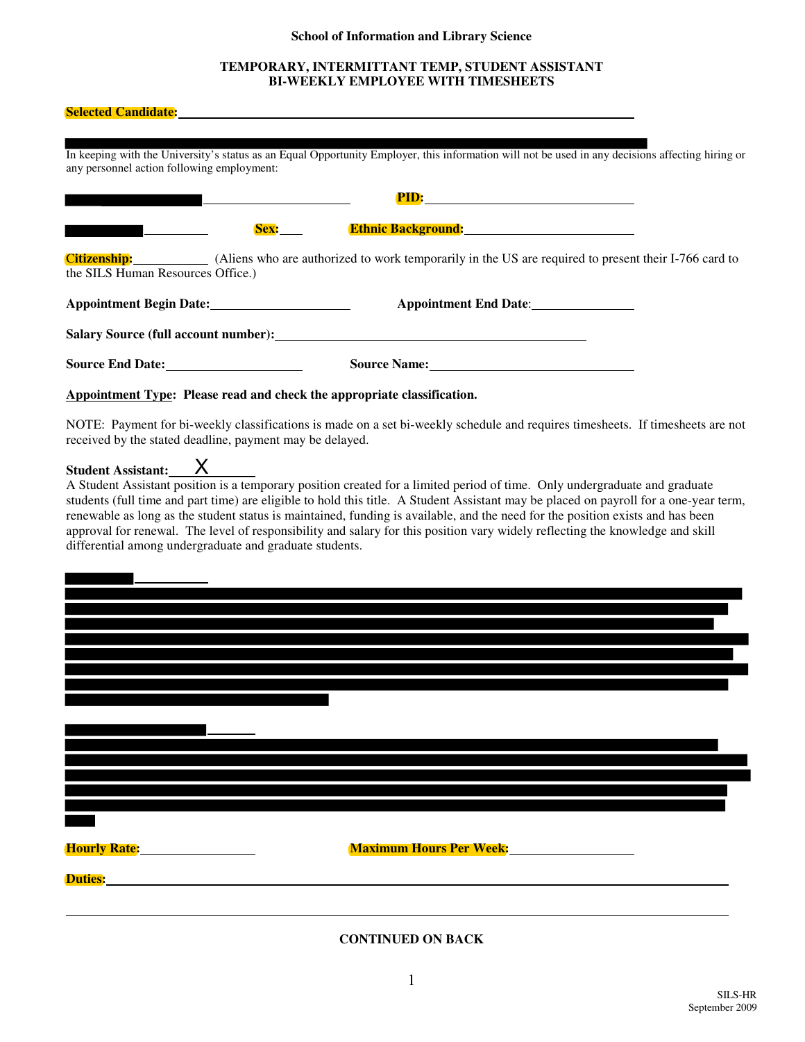**School of Information and Library Science**

**TEMPORARY, INTERMITTANT TEMP, STUDENT ASSISTANT**
**BI-WEEKLY EMPLOYEE WITH TIMESHEETS**

**Selected Candidate:** ____________________________________________

In keeping with the University's status as an Equal Opportunity Employer, this information will not be used in any decisions affecting hiring or any personnel action following employment:

______________________ **PID:** ______________________

__________ **Sex:** ___ **Ethnic Background:** ______________________

**Citizenship:** ___________ (Aliens who are authorized to work temporarily in the US are required to present their I-766 card to the SILS Human Resources Office.)

**Appointment Begin Date:** ____________________ **Appointment End Date:** _______________

**Salary Source (full account number):** ____________________________________________

**Source End Date:** ____________________ **Source Name:** ______________________________

**Appointment Type: Please read and check the appropriate classification.**

NOTE: Payment for bi-weekly classifications is made on a set bi-weekly schedule and requires timesheets. If timesheets are not received by the stated deadline, payment may be delayed.

**Student Assistant:** ___X___

A Student Assistant position is a temporary position created for a limited period of time. Only undergraduate and graduate students (full time and part time) are eligible to hold this title. A Student Assistant may be placed on payroll for a one-year term, renewable as long as the student status is maintained, funding is available, and the need for the position exists and has been approval for renewal. The level of responsibility and salary for this position vary widely reflecting the knowledge and skill differential among undergraduate and graduate students.

**Hourly Rate:** ________________ **Maximum Hours Per Week:** ________________

**Duties:** ____________________________________________________________

____________________________________________________________

**CONTINUED ON BACK**

SILS-HR
September 2009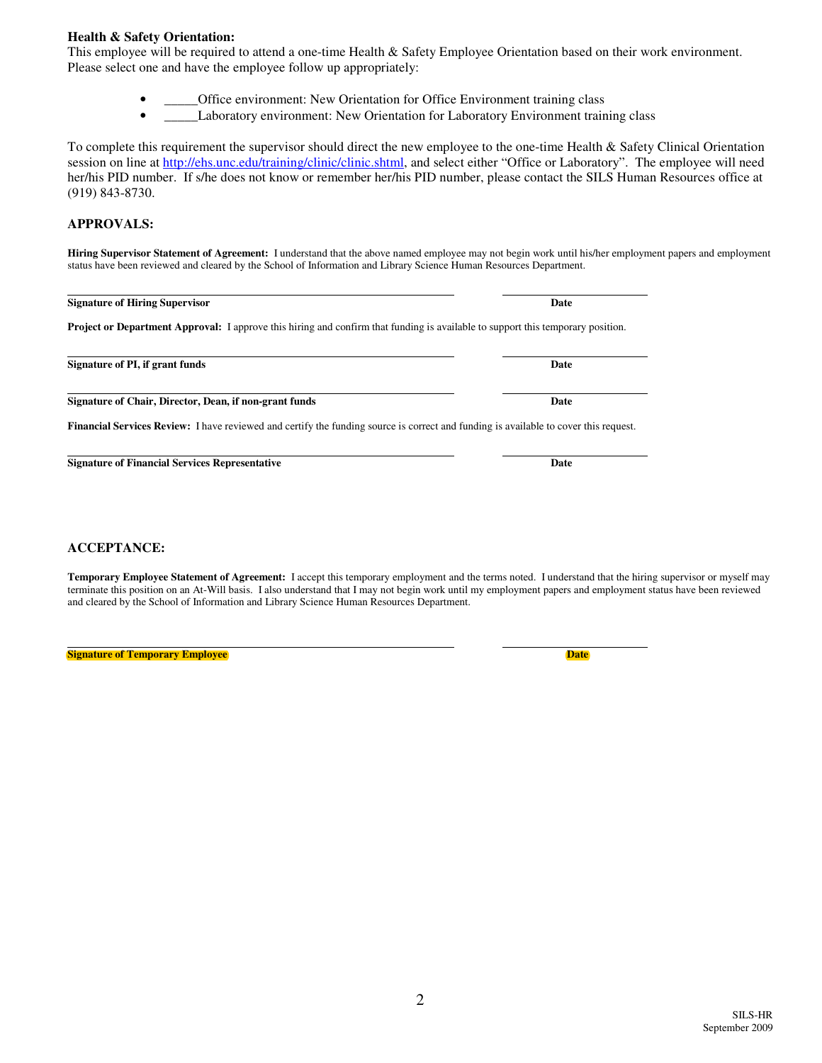**Health & Safety Orientation:**
This employee will be required to attend a one-time Health & Safety Employee Orientation based on their work environment. Please select one and have the employee follow up appropriately:

- _____Office environment: New Orientation for Office Environment training class
- _____Laboratory environment: New Orientation for Laboratory Environment training class

To complete this requirement the supervisor should direct the new employee to the one-time Health & Safety Clinical Orientation session on line at http://ehs.unc.edu/training/clinic/clinic.shtml, and select either "Office or Laboratory". The employee will need her/his PID number. If s/he does not know or remember her/his PID number, please contact the SILS Human Resources office at (919) 843-8730.

## APPROVALS:

**Hiring Supervisor Statement of Agreement:** I understand that the above named employee may not begin work until his/her employment papers and employment status have been reviewed and cleared by the School of Information and Library Science Human Resources Department.

______________________________________________ ________________
**Signature of Hiring Supervisor** **Date**

**Project or Department Approval:** I approve this hiring and confirm that funding is available to support this temporary position.

______________________________________________ ________________
**Signature of PI, if grant funds** **Date**

______________________________________________ ________________
**Signature of Chair, Director, Dean, if non-grant funds** **Date**

**Financial Services Review:** I have reviewed and certify the funding source is correct and funding is available to cover this request.

______________________________________________ ________________
**Signature of Financial Services Representative** **Date**

## ACCEPTANCE:

**Temporary Employee Statement of Agreement:** I accept this temporary employment and the terms noted. I understand that the hiring supervisor or myself may terminate this position on an At-Will basis. I also understand that I may not begin work until my employment papers and employment status have been reviewed and cleared by the School of Information and Library Science Human Resources Department.

______________________________________________ ________________
**Signature of Temporary Employee** **Date**

SILS-HR
September 2009